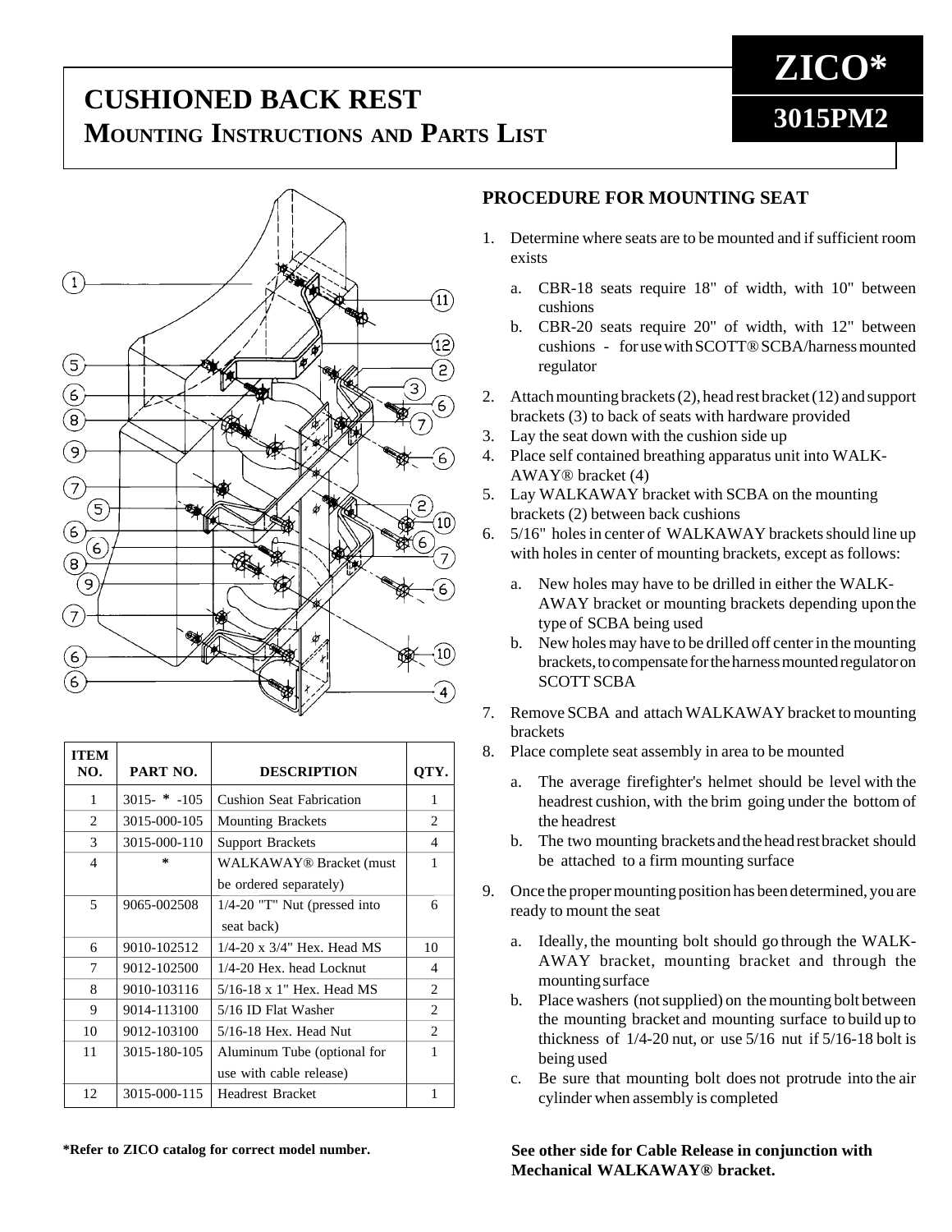# CUSHIONED BACK REST

## MOUNTING INSTRUCTIONS AND PARTS LIST

**ZICO***

**3015PM2**

| ITEM NO. | PART NO. | DESCRIPTION | QTY. |
|---|---|---|---|
| 1 | 3015- * -105 | Cushion Seat Fabrication | 1 |
| 2 | 3015-000-105 | Mounting Brackets | 2 |
| 3 | 3015-000-110 | Support Brackets | 4 |
| 4 | * | WALKAWAY® Bracket (must be ordered separately) | 1 |
| 5 | 9065-002508 | 1/4-20 "T" Nut (pressed into seat back) | 6 |
| 6 | 9010-102512 | 1/4-20 x 3/4" Hex. Head MS | 10 |
| 7 | 9012-102500 | 1/4-20 Hex. head Locknut | 4 |
| 8 | 9010-103116 | 5/16-18 x 1" Hex. Head MS | 2 |
| 9 | 9014-113100 | 5/16 ID Flat Washer | 2 |
| 10 | 9012-103100 | 5/16-18 Hex. Head Nut | 2 |
| 11 | 3015-180-105 | Aluminum Tube (optional for use with cable release) | 1 |
| 12 | 3015-000-115 | Headrest Bracket | 1 |

**\*Refer to ZICO catalog for correct model number.**

## PROCEDURE FOR MOUNTING SEAT

1. Determine where seats are to be mounted and if sufficient room exists
   a. CBR-18 seats require 18" of width, with 10" between cushions
   b. CBR-20 seats require 20" of width, with 12" between cushions - for use with SCOTT® SCBA/harness mounted regulator
2. Attach mounting brackets (2), head rest bracket (12) and support brackets (3) to back of seats with hardware provided
3. Lay the seat down with the cushion side up
4. Place self contained breathing apparatus unit into WALK-AWAY® bracket (4)
5. Lay WALKAWAY bracket with SCBA on the mounting brackets (2) between back cushions
6. 5/16" holes in center of WALKAWAY brackets should line up with holes in center of mounting brackets, except as follows:
   a. New holes may have to be drilled in either the WALK-AWAY bracket or mounting brackets depending upon the type of SCBA being used
   b. New holes may have to be drilled off center in the mounting brackets, to compensate for the harness mounted regulator on SCOTT SCBA
7. Remove SCBA and attach WALKAWAY bracket to mounting brackets
8. Place complete seat assembly in area to be mounted
   a. The average firefighter's helmet should be level with the headrest cushion, with the brim going under the bottom of the headrest
   b. The two mounting brackets and the head rest bracket should be attached to a firm mounting surface
9. Once the proper mounting position has been determined, you are ready to mount the seat
   a. Ideally, the mounting bolt should go through the WALK-AWAY bracket, mounting bracket and through the mounting surface
   b. Place washers (not supplied) on the mounting bolt between the mounting bracket and mounting surface to build up to thickness of 1/4-20 nut, or use 5/16 nut if 5/16-18 bolt is being used
   c. Be sure that mounting bolt does not protrude into the air cylinder when assembly is completed

**See other side for Cable Release in conjunction with Mechanical WALKAWAY® bracket.**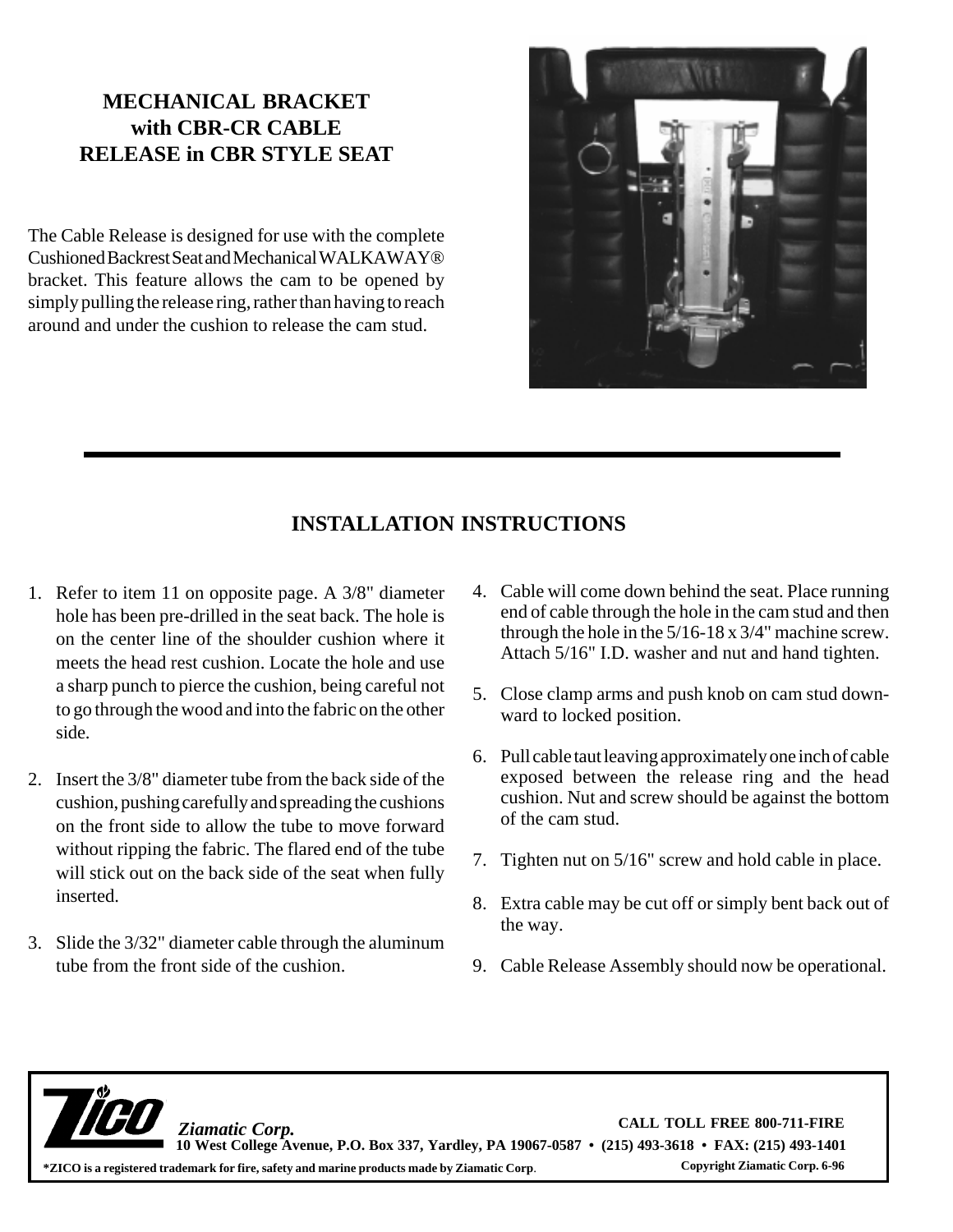## MECHANICAL BRACKET with CBR-CR CABLE RELEASE in CBR STYLE SEAT

The Cable Release is designed for use with the complete Cushioned Backrest Seat and Mechanical WALKAWAY® bracket. This feature allows the cam to be opened by simply pulling the release ring, rather than having to reach around and under the cushion to release the cam stud.

---

## INSTALLATION INSTRUCTIONS

1. Refer to item 11 on opposite page. A 3/8" diameter hole has been pre-drilled in the seat back. The hole is on the center line of the shoulder cushion where it meets the head rest cushion. Locate the hole and use a sharp punch to pierce the cushion, being careful not to go through the wood and into the fabric on the other side.
2. Insert the 3/8" diameter tube from the back side of the cushion, pushing carefully and spreading the cushions on the front side to allow the tube to move forward without ripping the fabric. The flared end of the tube will stick out on the back side of the seat when fully inserted.
3. Slide the 3/32" diameter cable through the aluminum tube from the front side of the cushion.
4. Cable will come down behind the seat. Place running end of cable through the hole in the cam stud and then through the hole in the 5/16-18 x 3/4" machine screw. Attach 5/16" I.D. washer and nut and hand tighten.
5. Close clamp arms and push knob on cam stud downward to locked position.
6. Pull cable taut leaving approximately one inch of cable exposed between the release ring and the head cushion. Nut and screw should be against the bottom of the cam stud.
7. Tighten nut on 5/16" screw and hold cable in place.
8. Extra cable may be cut off or simply bent back out of the way.
9. Cable Release Assembly should now be operational.

ZICO

*Ziamatic Corp.*

CALL TOLL FREE 800-711-FIRE

**10 West College Avenue, P.O. Box 337, Yardley, PA 19067-0587 • (215) 493-3618 • FAX: (215) 493-1401**

*ZICO is a registered trademark for fire, safety and marine products made by Ziamatic Corp.

Copyright Ziamatic Corp. 6-96